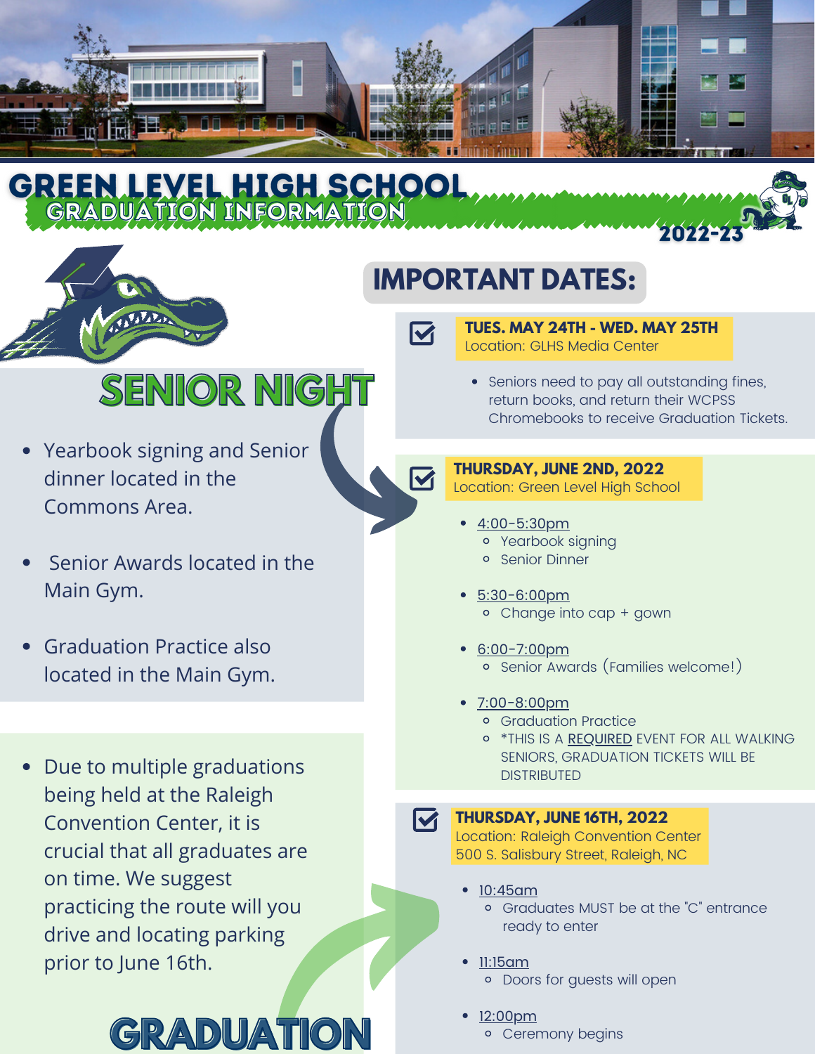# GREEN LEVEL HIGH SCHOOL

## GRADUATION INFORMATION

2022-23

## SENIOR NIGHT

- Yearbook signing and Senior dinner located in the Commons Area.
- Senior Awards located in the Main Gym.
- Graduation Practice also located in the Main Gym.

## GRADUATION

- Due to multiple graduations being held at the Raleigh Convention Center, it is crucial that all graduates are on time. We suggest practicing the route will you drive and locating parking prior to June 16th.

## IMPORTANT DATES:

**TUES. MAY 24TH - WED. MAY 25TH**
Location: GLHS Media Center

- Seniors need to pay all outstanding fines, return books, and return their WCPSS Chromebooks to receive Graduation Tickets.

**THURSDAY, JUNE 2ND, 2022**
Location: Green Level High School

- 4:00-5:30pm
  - Yearbook signing
  - Senior Dinner
- 5:30-6:00pm
  - Change into cap + gown
- 6:00-7:00pm
  - Senior Awards (Families welcome!)
- 7:00-8:00pm
  - Graduation Practice
  - *THIS IS A REQUIRED EVENT FOR ALL WALKING SENIORS, GRADUATION TICKETS WILL BE DISTRIBUTED

**THURSDAY, JUNE 16TH, 2022**
Location: Raleigh Convention Center
500 S. Salisbury Street, Raleigh, NC

- 10:45am
  - Graduates MUST be at the "C" entrance ready to enter
- 11:15am
  - Doors for guests will open
- 12:00pm
  - Ceremony begins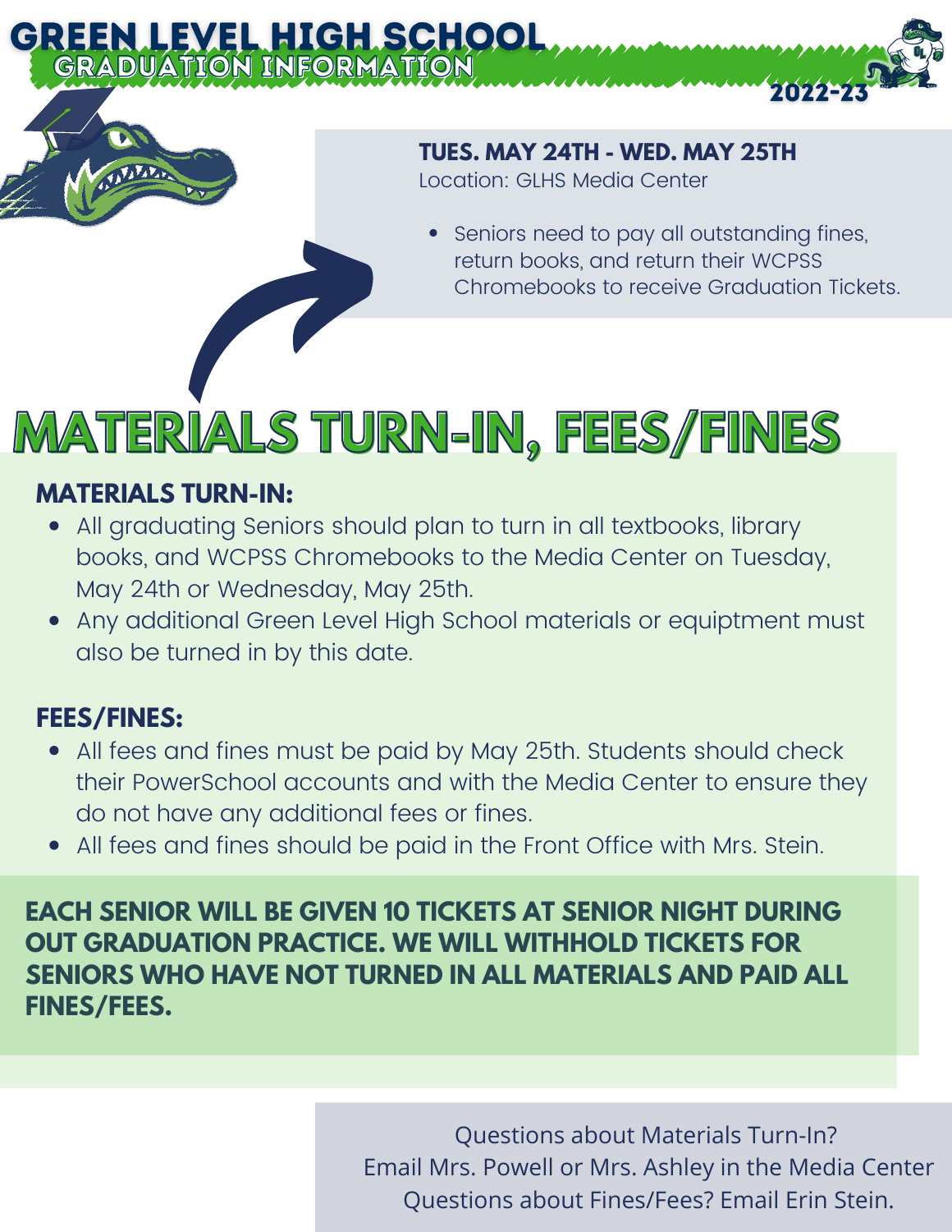# GREEN LEVEL HIGH SCHOOL

## GRADUATION INFORMATION

2022-23

**TUES. MAY 24TH - WED. MAY 25TH**
Location: GLHS Media Center

- Seniors need to pay all outstanding fines, return books, and return their WCPSS Chromebooks to receive Graduation Tickets.

# MATERIALS TURN-IN, FEES/FINES

### MATERIALS TURN-IN:

- All graduating Seniors should plan to turn in all textbooks, library books, and WCPSS Chromebooks to the Media Center on Tuesday, May 24th or Wednesday, May 25th.
- Any additional Green Level High School materials or equiptment must also be turned in by this date.

### FEES/FINES:

- All fees and fines must be paid by May 25th. Students should check their PowerSchool accounts and with the Media Center to ensure they do not have any additional fees or fines.
- All fees and fines should be paid in the Front Office with Mrs. Stein.

**EACH SENIOR WILL BE GIVEN 10 TICKETS AT SENIOR NIGHT DURING OUT GRADUATION PRACTICE. WE WILL WITHHOLD TICKETS FOR SENIORS WHO HAVE NOT TURNED IN ALL MATERIALS AND PAID ALL FINES/FEES.**

Questions about Materials Turn-In?
Email Mrs. Powell or Mrs. Ashley in the Media Center
Questions about Fines/Fees? Email Erin Stein.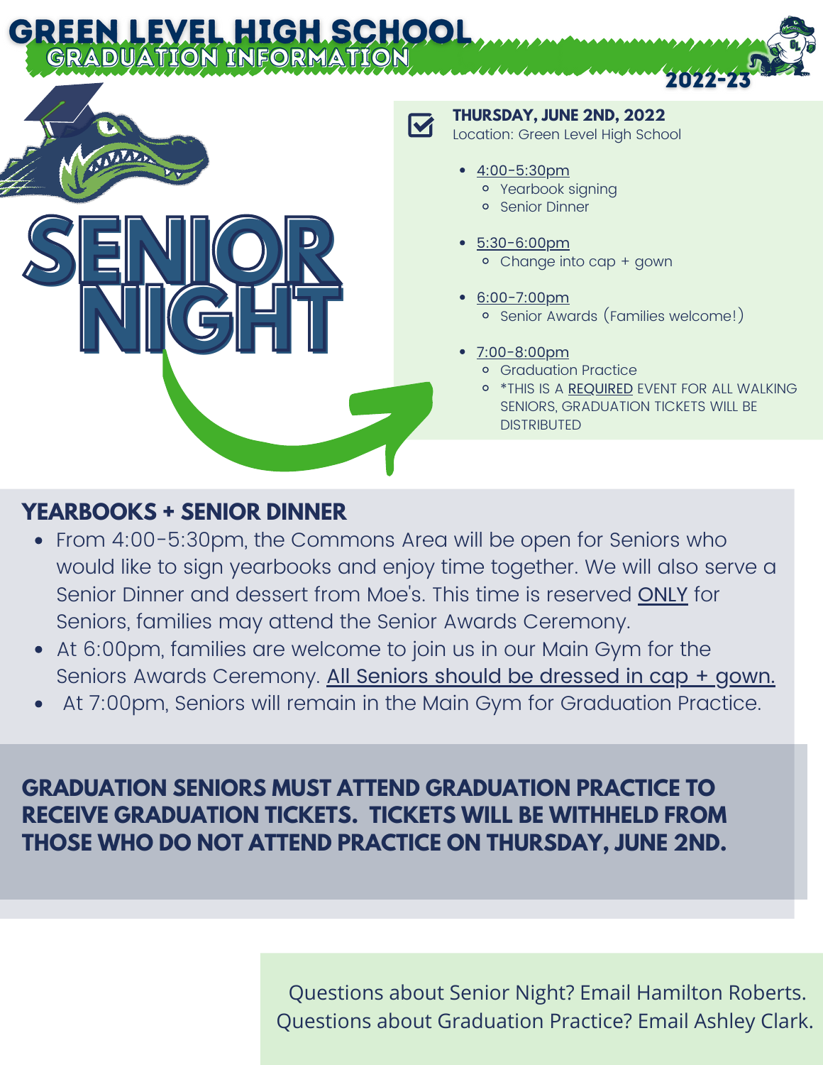# GREEN LEVEL HIGH SCHOOL

## GRADUATION INFORMATION

2022-23

# SENIOR NIGHT

**THURSDAY, JUNE 2ND, 2022**
Location: Green Level High School

- 4:00-5:30pm
  - Yearbook signing
  - Senior Dinner
- 5:30-6:00pm
  - Change into cap + gown
- 6:00-7:00pm
  - Senior Awards (Families welcome!)
- 7:00-8:00pm
  - Graduation Practice
  - *THIS IS A REQUIRED EVENT FOR ALL WALKING SENIORS, GRADUATION TICKETS WILL BE DISTRIBUTED

## YEARBOOKS + SENIOR DINNER

- From 4:00-5:30pm, the Commons Area will be open for Seniors who would like to sign yearbooks and enjoy time together. We will also serve a Senior Dinner and dessert from Moe's. This time is reserved ONLY for Seniors, families may attend the Senior Awards Ceremony.
- At 6:00pm, families are welcome to join us in our Main Gym for the Seniors Awards Ceremony. All Seniors should be dressed in cap + gown.
- At 7:00pm, Seniors will remain in the Main Gym for Graduation Practice.

**GRADUATION SENIORS MUST ATTEND GRADUATION PRACTICE TO RECEIVE GRADUATION TICKETS. TICKETS WILL BE WITHHELD FROM THOSE WHO DO NOT ATTEND PRACTICE ON THURSDAY, JUNE 2ND.**

Questions about Senior Night? Email Hamilton Roberts.
Questions about Graduation Practice? Email Ashley Clark.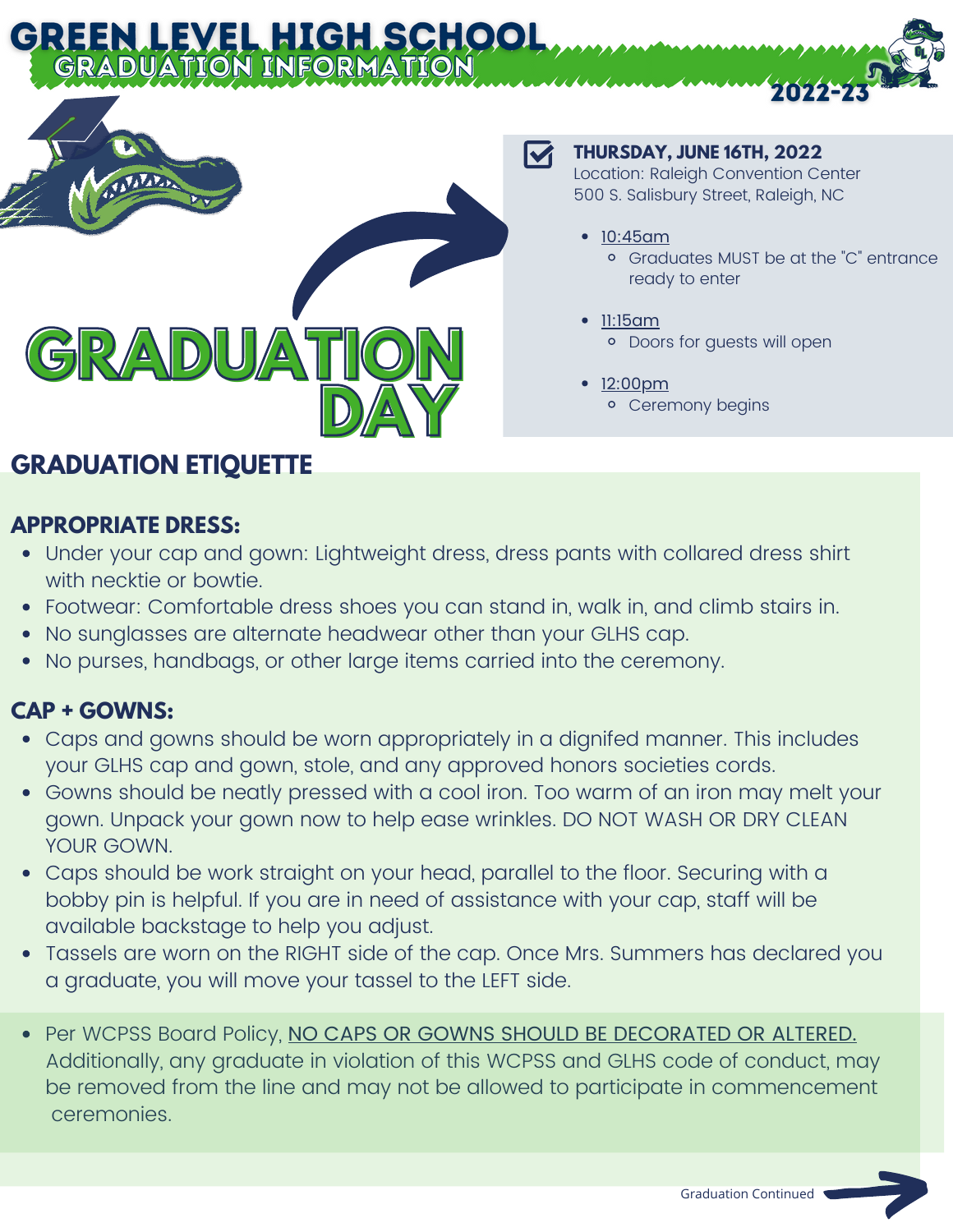# GREEN LEVEL HIGH SCHOOL

## GRADUATION INFORMATION

2022-23

# GRADUATION DAY

**THURSDAY, JUNE 16TH, 2022**
Location: Raleigh Convention Center
500 S. Salisbury Street, Raleigh, NC

- 10:45am
  - Graduates MUST be at the "C" entrance ready to enter
- 11:15am
  - Doors for guests will open
- 12:00pm
  - Ceremony begins

## GRADUATION ETIQUETTE

### APPROPRIATE DRESS:

- Under your cap and gown: Lightweight dress, dress pants with collared dress shirt with necktie or bowtie.
- Footwear: Comfortable dress shoes you can stand in, walk in, and climb stairs in.
- No sunglasses are alternate headwear other than your GLHS cap.
- No purses, handbags, or other large items carried into the ceremony.

### CAP + GOWNS:

- Caps and gowns should be worn appropriately in a dignifed manner. This includes your GLHS cap and gown, stole, and any approved honors societies cords.
- Gowns should be neatly pressed with a cool iron. Too warm of an iron may melt your gown. Unpack your gown now to help ease wrinkles. DO NOT WASH OR DRY CLEAN YOUR GOWN.
- Caps should be work straight on your head, parallel to the floor. Securing with a bobby pin is helpful. If you are in need of assistance with your cap, staff will be available backstage to help you adjust.
- Tassels are worn on the RIGHT side of the cap. Once Mrs. Summers has declared you a graduate, you will move your tassel to the LEFT side.
- Per WCPSS Board Policy, NO CAPS OR GOWNS SHOULD BE DECORATED OR ALTERED. Additionally, any graduate in violation of this WCPSS and GLHS code of conduct, may be removed from the line and may not be allowed to participate in commencement ceremonies.

Graduation Continued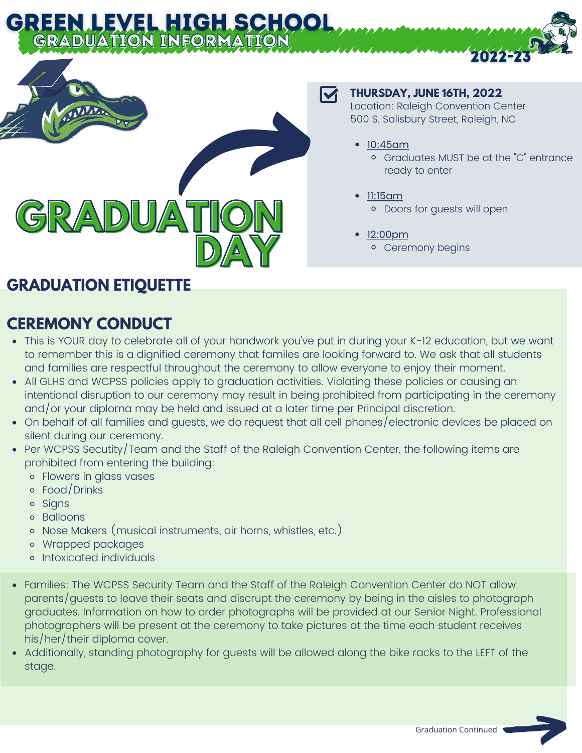# GREEN LEVEL HIGH SCHOOL

## GRADUATION INFORMATION

2022-23

# GRADUATION DAY

**THURSDAY, JUNE 16TH, 2022**
Location: Raleigh Convention Center
500 S. Salisbury Street, Raleigh, NC

- 10:45am
  - Graduates MUST be at the "C" entrance ready to enter
- 11:15am
  - Doors for guests will open
- 12:00pm
  - Ceremony begins

## GRADUATION ETIQUETTE

## CEREMONY CONDUCT

- This is YOUR day to celebrate all of your handwork you've put in during your K-12 education, but we want to remember this is a dignified ceremony that familes are looking forward to. We ask that all students and families are respectful throughout the ceremony to allow everyone to enjoy their moment.
- All GLHS and WCPSS policies apply to graduation activities. Violating these policies or causing an intentional disruption to our ceremony may result in being prohibited from participating in the ceremony and/or your diploma may be held and issued at a later time per Principal discretion.
- On behalf of all families and guests, we do request that all cell phones/electronic devices be placed on silent during our ceremony.
- Per WCPSS Secutity/Team and the Staff of the Raleigh Convention Center, the following items are prohibited from entering the building:
  - Flowers in glass vases
  - Food/Drinks
  - Signs
  - Balloons
  - Nose Makers (musical instruments, air horns, whistles, etc.)
  - Wrapped packages
  - Intoxicated individuals
- Families: The WCPSS Security Team and the Staff of the Raleigh Convention Center do NOT allow parents/guests to leave their seats and discrupt the ceremony by being in the aisles to photograph graduates. Information on how to order photographs will be provided at our Senior Night. Professional photographers will be present at the ceremony to take pictures at the time each student receives his/her/their diploma cover.
- Additionally, standing photography for guests will be allowed along the bike racks to the LEFT of the stage.

Graduation Continued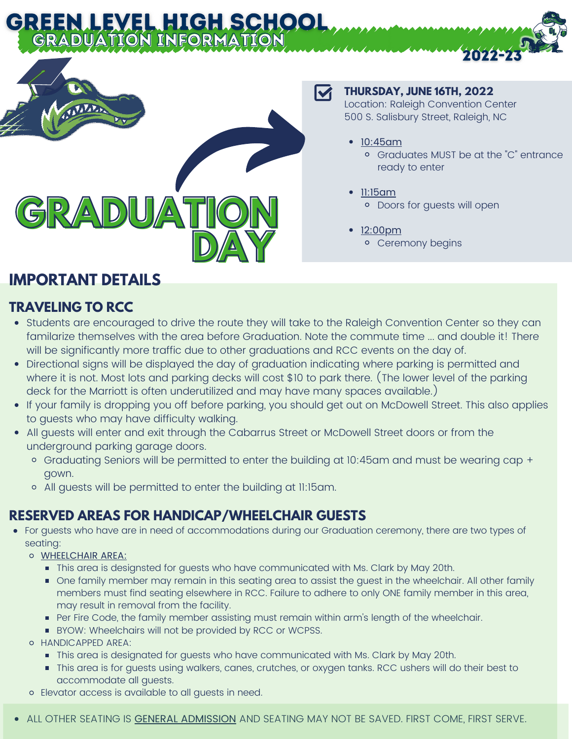# GREEN LEVEL HIGH SCHOOL

## GRADUATION INFORMATION

2022-23

# GRADUATION DAY

**THURSDAY, JUNE 16TH, 2022**
Location: Raleigh Convention Center
500 S. Salisbury Street, Raleigh, NC

- 10:45am
  - Graduates MUST be at the "C" entrance ready to enter
- 11:15am
  - Doors for guests will open
- 12:00pm
  - Ceremony begins

## IMPORTANT DETAILS

### TRAVELING TO RCC

- Students are encouraged to drive the route they will take to the Raleigh Convention Center so they can familarize themselves with the area before Graduation. Note the commute time ... and double it! There will be significantly more traffic due to other graduations and RCC events on the day of.
- Directional signs will be displayed the day of graduation indicating where parking is permitted and where it is not. Most lots and parking decks will cost $10 to park there. (The lower level of the parking deck for the Marriott is often underutilized and may have many spaces available.)
- If your family is dropping you off before parking, you should get out on McDowell Street. This also applies to guests who may have difficulty walking.
- All guests will enter and exit through the Cabarrus Street or McDowell Street doors or from the underground parking garage doors.
  - Graduating Seniors will be permitted to enter the building at 10:45am and must be wearing cap + gown.
  - All guests will be permitted to enter the building at 11:15am.

### RESERVED AREAS FOR HANDICAP/WHEELCHAIR GUESTS

- For guests who have are in need of accommodations during our Graduation ceremony, there are two types of seating:
  - WHEELCHAIR AREA:
    - This area is designsted for guests who have communicated with Ms. Clark by May 20th.
    - One family member may remain in this seating area to assist the guest in the wheelchair. All other family members must find seating elsewhere in RCC. Failure to adhere to only ONE family member in this area, may result in removal from the facility.
    - Per Fire Code, the family member assisting must remain within arm's length of the wheelchair.
    - BYOW: Wheelchairs will not be provided by RCC or WCPSS.
  - HANDICAPPED AREA:
    - This area is designated for guests who have communicated with Ms. Clark by May 20th.
    - This area is for guests using walkers, canes, crutches, or oxygen tanks. RCC ushers will do their best to accommodate all guests.
  - Elevator access is available to all guests in need.

- ALL OTHER SEATING IS GENERAL ADMISSION AND SEATING MAY NOT BE SAVED. FIRST COME, FIRST SERVE.